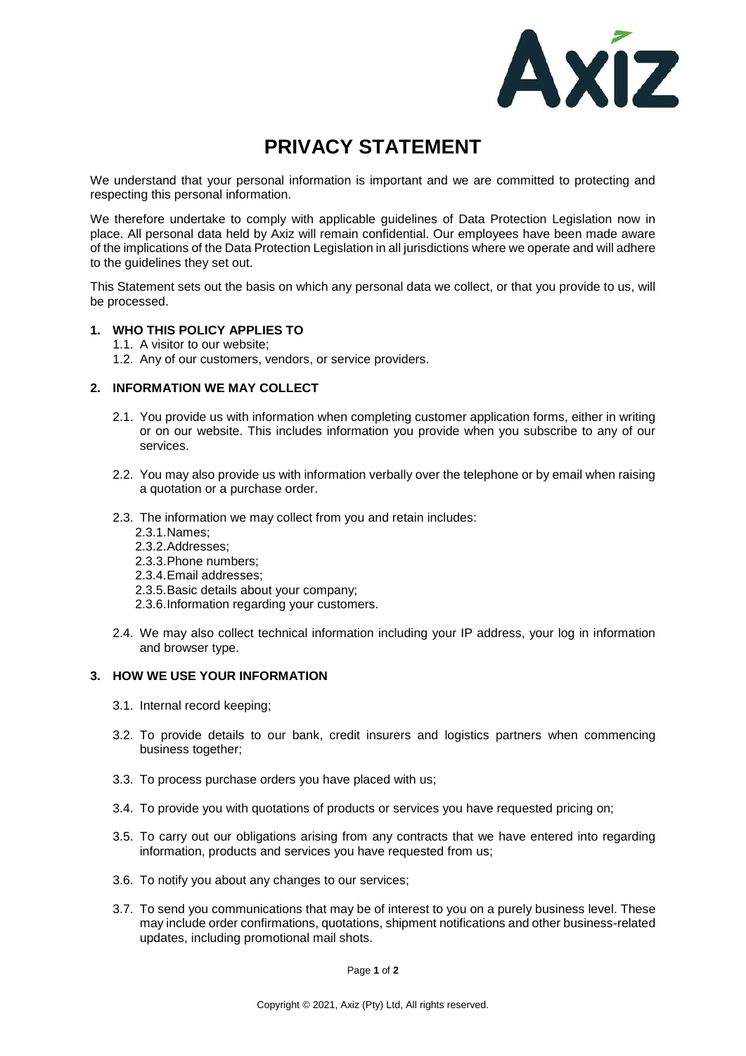# PRIVACY STATEMENT

We understand that your personal information is important and we are committed to protecting and respecting this personal information.

We therefore undertake to comply with applicable guidelines of Data Protection Legislation now in place. All personal data held by Axiz will remain confidential. Our employees have been made aware of the implications of the Data Protection Legislation in all jurisdictions where we operate and will adhere to the guidelines they set out.

This Statement sets out the basis on which any personal data we collect, or that you provide to us, will be processed.

**1. WHO THIS POLICY APPLIES TO**

- 1.1. A visitor to our website;
- 1.2. Any of our customers, vendors, or service providers.

**2. INFORMATION WE MAY COLLECT**

- 2.1. You provide us with information when completing customer application forms, either in writing or on our website. This includes information you provide when you subscribe to any of our services.
- 2.2. You may also provide us with information verbally over the telephone or by email when raising a quotation or a purchase order.
- 2.3. The information we may collect from you and retain includes:
  - 2.3.1. Names;
  - 2.3.2. Addresses;
  - 2.3.3. Phone numbers;
  - 2.3.4. Email addresses;
  - 2.3.5. Basic details about your company;
  - 2.3.6. Information regarding your customers.
- 2.4. We may also collect technical information including your IP address, your log in information and browser type.

**3. HOW WE USE YOUR INFORMATION**

- 3.1. Internal record keeping;
- 3.2. To provide details to our bank, credit insurers and logistics partners when commencing business together;
- 3.3. To process purchase orders you have placed with us;
- 3.4. To provide you with quotations of products or services you have requested pricing on;
- 3.5. To carry out our obligations arising from any contracts that we have entered into regarding information, products and services you have requested from us;
- 3.6. To notify you about any changes to our services;
- 3.7. To send you communications that may be of interest to you on a purely business level. These may include order confirmations, quotations, shipment notifications and other business-related updates, including promotional mail shots.

Copyright © 2021, Axiz (Pty) Ltd, All rights reserved.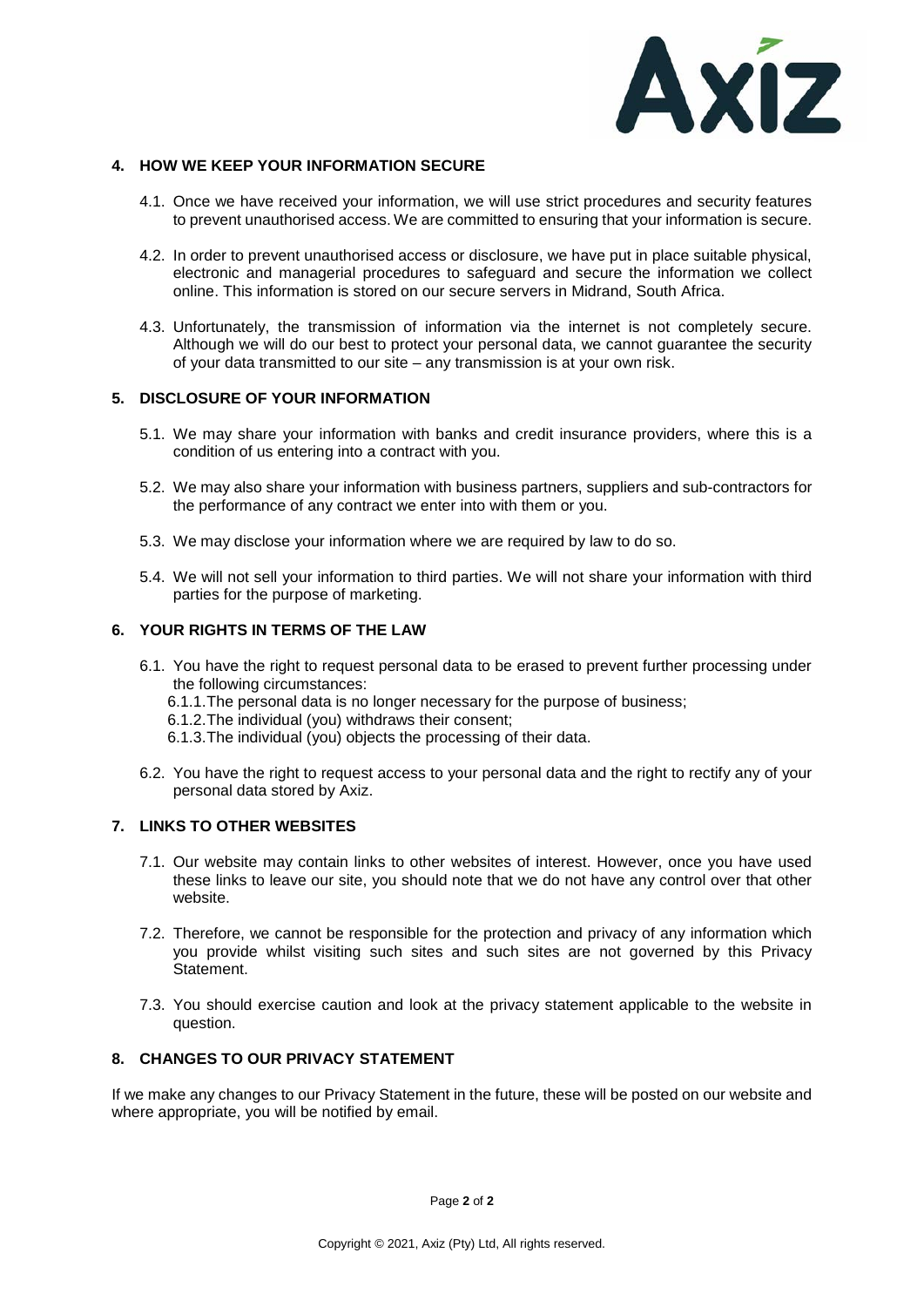## 4. HOW WE KEEP YOUR INFORMATION SECURE

4.1. Once we have received your information, we will use strict procedures and security features to prevent unauthorised access. We are committed to ensuring that your information is secure.

4.2. In order to prevent unauthorised access or disclosure, we have put in place suitable physical, electronic and managerial procedures to safeguard and secure the information we collect online. This information is stored on our secure servers in Midrand, South Africa.

4.3. Unfortunately, the transmission of information via the internet is not completely secure. Although we will do our best to protect your personal data, we cannot guarantee the security of your data transmitted to our site – any transmission is at your own risk.

## 5. DISCLOSURE OF YOUR INFORMATION

5.1. We may share your information with banks and credit insurance providers, where this is a condition of us entering into a contract with you.

5.2. We may also share your information with business partners, suppliers and sub-contractors for the performance of any contract we enter into with them or you.

5.3. We may disclose your information where we are required by law to do so.

5.4. We will not sell your information to third parties. We will not share your information with third parties for the purpose of marketing.

## 6. YOUR RIGHTS IN TERMS OF THE LAW

6.1. You have the right to request personal data to be erased to prevent further processing under the following circumstances:

- 6.1.1. The personal data is no longer necessary for the purpose of business;
- 6.1.2. The individual (you) withdraws their consent;
- 6.1.3. The individual (you) objects the processing of their data.

6.2. You have the right to request access to your personal data and the right to rectify any of your personal data stored by Axiz.

## 7. LINKS TO OTHER WEBSITES

7.1. Our website may contain links to other websites of interest. However, once you have used these links to leave our site, you should note that we do not have any control over that other website.

7.2. Therefore, we cannot be responsible for the protection and privacy of any information which you provide whilst visiting such sites and such sites are not governed by this Privacy Statement.

7.3. You should exercise caution and look at the privacy statement applicable to the website in question.

## 8. CHANGES TO OUR PRIVACY STATEMENT

If we make any changes to our Privacy Statement in the future, these will be posted on our website and where appropriate, you will be notified by email.

Copyright © 2021, Axiz (Pty) Ltd, All rights reserved.